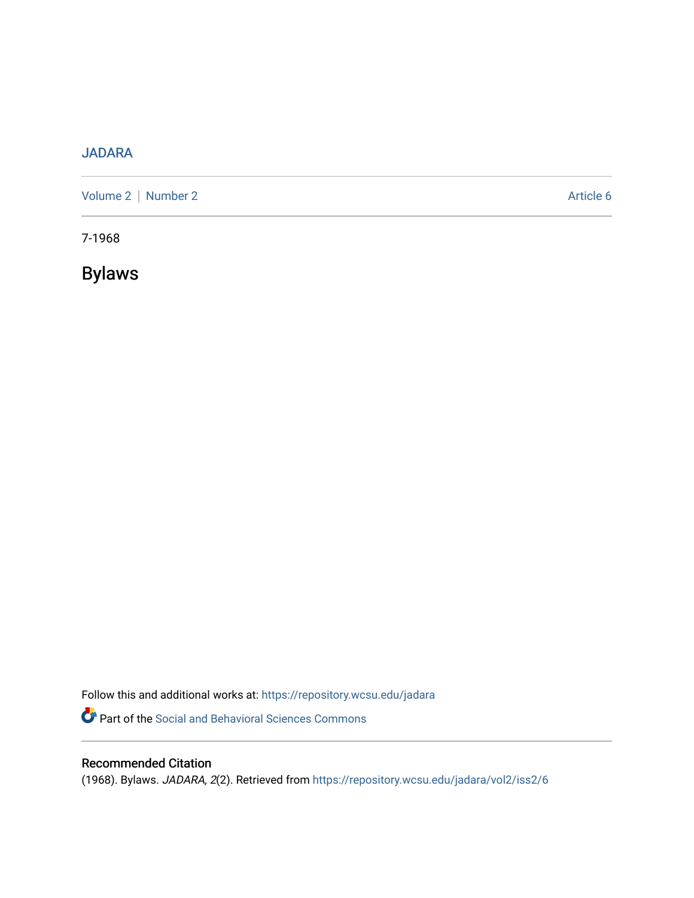JADARA

Volume 2 | Number 2 Article 6

7-1968

# Bylaws

Follow this and additional works at: https://repository.wcsu.edu/jadara

Part of the Social and Behavioral Sciences Commons

## Recommended Citation

(1968). Bylaws. *JADARA, 2*(2). Retrieved from https://repository.wcsu.edu/jadara/vol2/iss2/6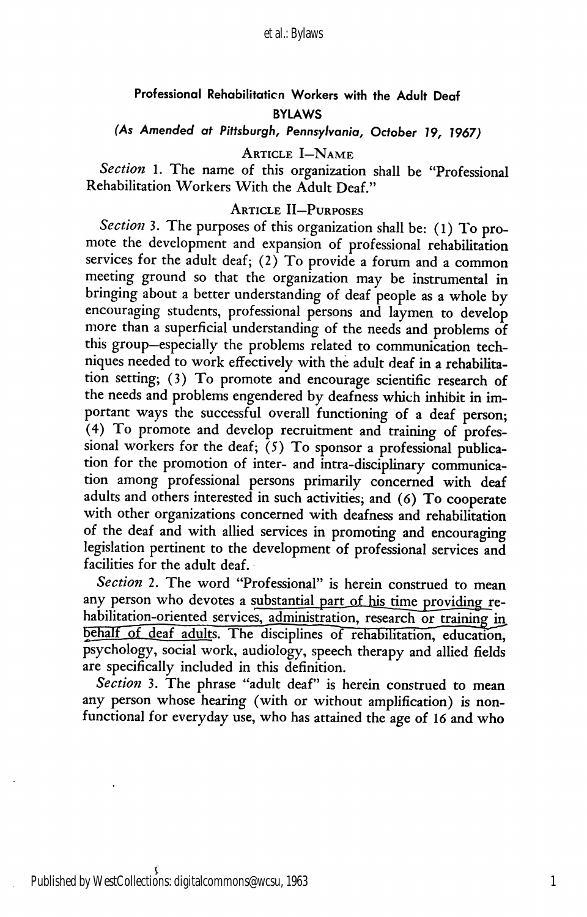## Professional Rehabilitation Workers with the Adult Deaf

### BYLAWS

*(As Amended at Pittsburgh, Pennsylvania, October 19, 1967)*

#### ARTICLE I—NAME

*Section* 1. The name of this organization shall be "Professional Rehabilitation Workers With the Adult Deaf."

#### ARTICLE II—PURPOSES

*Section* 3. The purposes of this organization shall be: (1) To promote the development and expansion of professional rehabilitation services for the adult deaf; (2) To provide a forum and a common meeting ground so that the organization may be instrumental in bringing about a better understanding of deaf people as a whole by encouraging students, professional persons and laymen to develop more than a superficial understanding of the needs and problems of this group—especially the problems related to communication techniques needed to work effectively with the adult deaf in a rehabilitation setting; (3) To promote and encourage scientific research of the needs and problems engendered by deafness which inhibit in important ways the successful overall functioning of a deaf person; (4) To promote and develop recruitment and training of professional workers for the deaf; (5) To sponsor a professional publication for the promotion of inter- and intra-disciplinary communication among professional persons primarily concerned with deaf adults and others interested in such activities; and (6) To cooperate with other organizations concerned with deafness and rehabilitation of the deaf and with allied services in promoting and encouraging legislation pertinent to the development of professional services and facilities for the adult deaf.

*Section* 2. The word "Professional" is herein construed to mean any person who devotes a substantial part of his time providing rehabilitation-oriented services, administration, research or training in behalf of deaf adults. The disciplines of rehabilitation, education, psychology, social work, audiology, speech therapy and allied fields are specifically included in this definition.

*Section* 3. The phrase "adult deaf" is herein construed to mean any person whose hearing (with or without amplification) is nonfunctional for everyday use, who has attained the age of 16 and who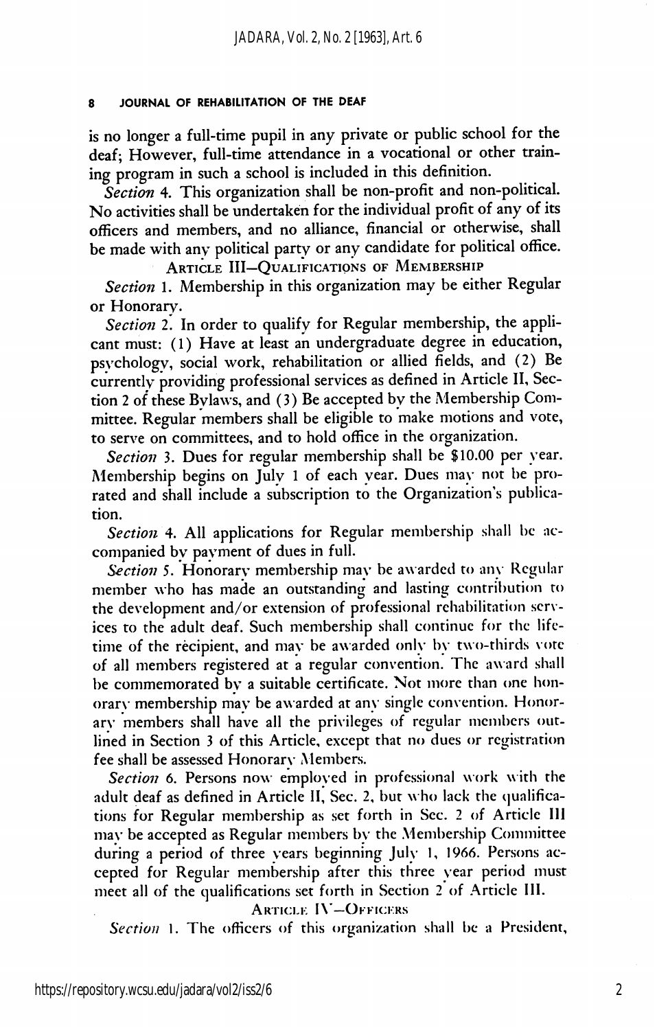is no longer a full-time pupil in any private or public school for the deaf; However, full-time attendance in a vocational or other training program in such a school is included in this definition.

*Section* 4. This organization shall be non-profit and non-political. No activities shall be undertaken for the individual profit of any of its officers and members, and no alliance, financial or otherwise, shall be made with any political party or any candidate for political office.

### ARTICLE III—QUALIFICATIONS OF MEMBERSHIP

*Section* 1. Membership in this organization may be either Regular or Honorary.

*Section* 2. In order to qualify for Regular membership, the applicant must: (1) Have at least an undergraduate degree in education, psychology, social work, rehabilitation or allied fields, and (2) Be currently providing professional services as defined in Article II, Section 2 of these Bylaws, and (3) Be accepted by the Membership Committee. Regular members shall be eligible to make motions and vote, to serve on committees, and to hold office in the organization.

*Section* 3. Dues for regular membership shall be $10.00 per year. Membership begins on July 1 of each year. Dues may not be prorated and shall include a subscription to the Organization's publication.

*Section* 4. All applications for Regular membership shall be accompanied by payment of dues in full.

*Section* 5. Honorary membership may be awarded to any Regular member who has made an outstanding and lasting contribution to the development and/or extension of professional rehabilitation services to the adult deaf. Such membership shall continue for the lifetime of the recipient, and may be awarded only by two-thirds vote of all members registered at a regular convention. The award shall be commemorated by a suitable certificate. Not more than one honorary membership may be awarded at any single convention. Honorary members shall have all the privileges of regular members outlined in Section 3 of this Article, except that no dues or registration fee shall be assessed Honorary Members.

*Section* 6. Persons now employed in professional work with the adult deaf as defined in Article II, Sec. 2, but who lack the qualifications for Regular membership as set forth in Sec. 2 of Article III may be accepted as Regular members by the Membership Committee during a period of three years beginning July 1, 1966. Persons accepted for Regular membership after this three year period must meet all of the qualifications set forth in Section 2 of Article III.

### ARTICLE IV—OFFICERS

*Section* 1. The officers of this organization shall be a President,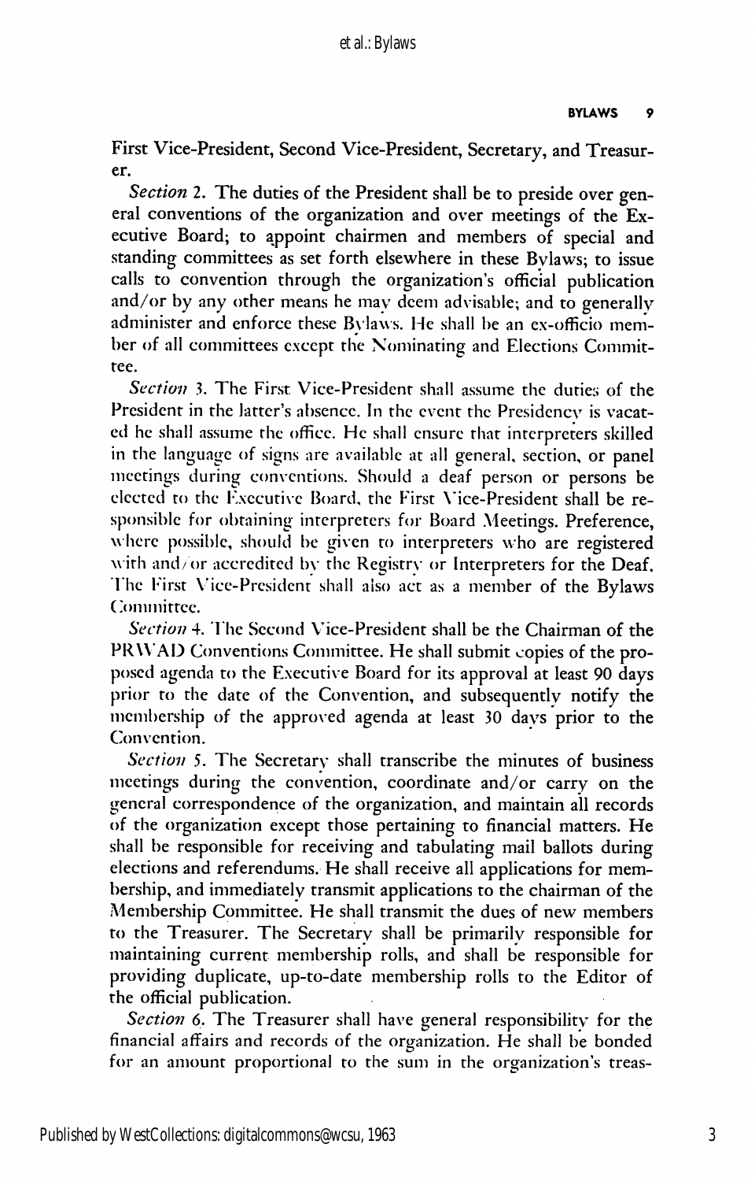First Vice-President, Second Vice-President, Secretary, and Treasurer.

*Section* 2. The duties of the President shall be to preside over general conventions of the organization and over meetings of the Executive Board; to appoint chairmen and members of special and standing committees as set forth elsewhere in these Bylaws; to issue calls to convention through the organization's official publication and/or by any other means he may deem advisable; and to generally administer and enforce these Bylaws. He shall be an ex-officio member of all committees except the Nominating and Elections Committee.

*Section* 3. The First Vice-President shall assume the duties of the President in the latter's absence. In the event the Presidency is vacated he shall assume the office. He shall ensure that interpreters skilled in the language of signs are available at all general, section, or panel meetings during conventions. Should a deaf person or persons be elected to the Executive Board, the First Vice-President shall be responsible for obtaining interpreters for Board Meetings. Preference, where possible, should be given to interpreters who are registered with and/or accredited by the Registry or Interpreters for the Deaf. The First Vice-President shall also act as a member of the Bylaws Committee.

*Section* 4. The Second Vice-President shall be the Chairman of the PRWAD Conventions Committee. He shall submit copies of the proposed agenda to the Executive Board for its approval at least 90 days prior to the date of the Convention, and subsequently notify the membership of the approved agenda at least 30 days prior to the Convention.

*Section* 5. The Secretary shall transcribe the minutes of business meetings during the convention, coordinate and/or carry on the general correspondence of the organization, and maintain all records of the organization except those pertaining to financial matters. He shall be responsible for receiving and tabulating mail ballots during elections and referendums. He shall receive all applications for membership, and immediately transmit applications to the chairman of the Membership Committee. He shall transmit the dues of new members to the Treasurer. The Secretary shall be primarily responsible for maintaining current membership rolls, and shall be responsible for providing duplicate, up-to-date membership rolls to the Editor of the official publication.

*Section* 6. The Treasurer shall have general responsibility for the financial affairs and records of the organization. He shall be bonded for an amount proportional to the sum in the organization's treas-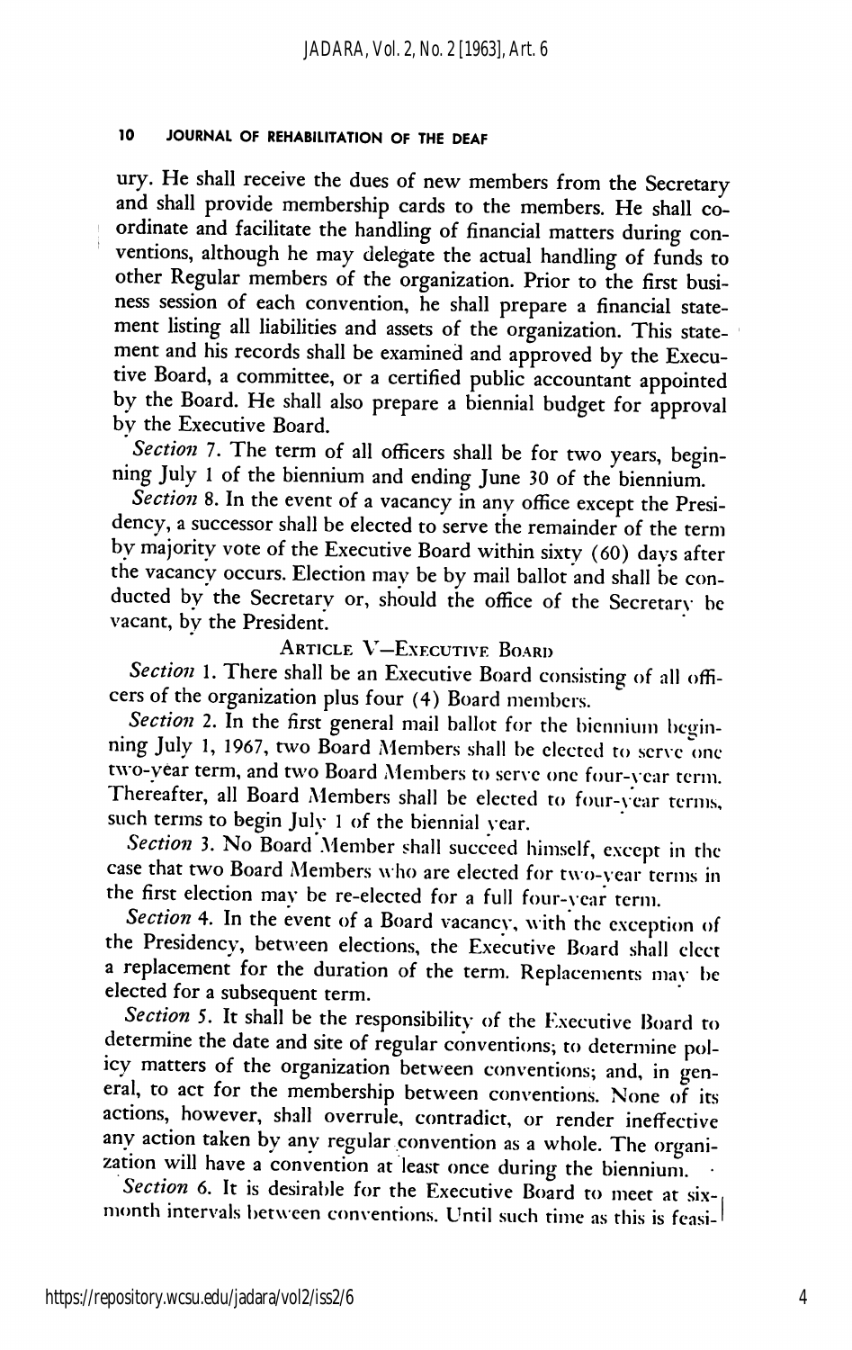ury. He shall receive the dues of new members from the Secretary and shall provide membership cards to the members. He shall coordinate and facilitate the handling of financial matters during conventions, although he may delegate the actual handling of funds to other Regular members of the organization. Prior to the first business session of each convention, he shall prepare a financial statement listing all liabilities and assets of the organization. This statement and his records shall be examined and approved by the Executive Board, a committee, or a certified public accountant appointed by the Board. He shall also prepare a biennial budget for approval by the Executive Board.

*Section* 7. The term of all officers shall be for two years, beginning July 1 of the biennium and ending June 30 of the biennium.

*Section* 8. In the event of a vacancy in any office except the Presidency, a successor shall be elected to serve the remainder of the term by majority vote of the Executive Board within sixty (60) days after the vacancy occurs. Election may be by mail ballot and shall be conducted by the Secretary or, should the office of the Secretary be vacant, by the President.

## ARTICLE V—EXECUTIVE BOARD

*Section* 1. There shall be an Executive Board consisting of all officers of the organization plus four (4) Board members.

*Section* 2. In the first general mail ballot for the biennium beginning July 1, 1967, two Board Members shall be elected to serve one two-year term, and two Board Members to serve one four-year term. Thereafter, all Board Members shall be elected to four-year terms, such terms to begin July 1 of the biennial year.

*Section* 3. No Board Member shall succeed himself, except in the case that two Board Members who are elected for two-year terms in the first election may be re-elected for a full four-year term.

*Section* 4. In the event of a Board vacancy, with the exception of the Presidency, between elections, the Executive Board shall elect a replacement for the duration of the term. Replacements may be elected for a subsequent term.

*Section* 5. It shall be the responsibility of the Executive Board to determine the date and site of regular conventions; to determine policy matters of the organization between conventions; and, in general, to act for the membership between conventions. None of its actions, however, shall overrule, contradict, or render ineffective any action taken by any regular convention as a whole. The organization will have a convention at least once during the biennium.

*Section* 6. It is desirable for the Executive Board to meet at six-month intervals between conventions. Until such time as this is feasi-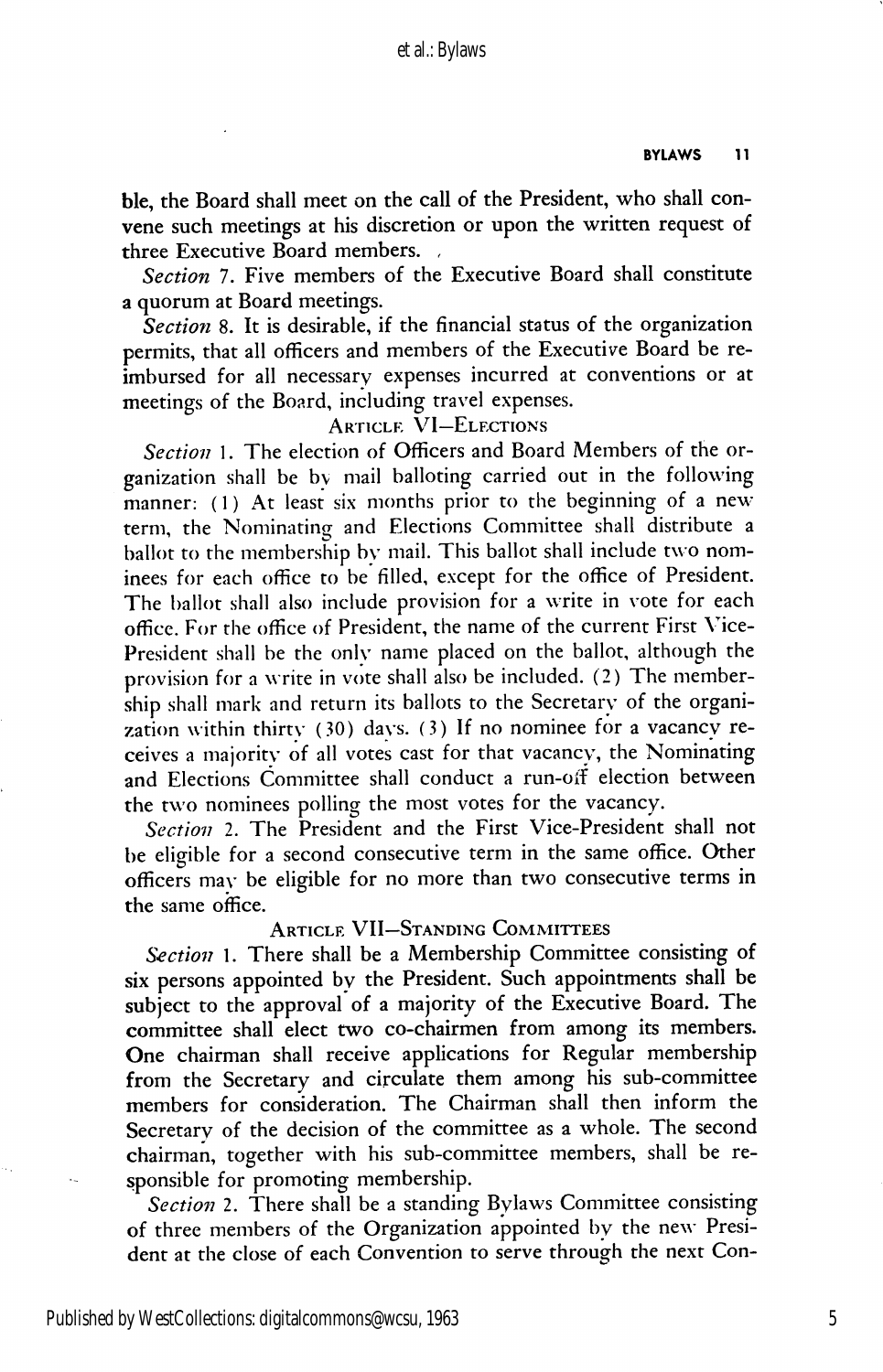ble, the Board shall meet on the call of the President, who shall convene such meetings at his discretion or upon the written request of three Executive Board members.

*Section* 7. Five members of the Executive Board shall constitute a quorum at Board meetings.

*Section* 8. It is desirable, if the financial status of the organization permits, that all officers and members of the Executive Board be reimbursed for all necessary expenses incurred at conventions or at meetings of the Board, including travel expenses.

### Article VI—Elections

*Section* 1. The election of Officers and Board Members of the organization shall be by mail balloting carried out in the following manner: (1) At least six months prior to the beginning of a new term, the Nominating and Elections Committee shall distribute a ballot to the membership by mail. This ballot shall include two nominees for each office to be filled, except for the office of President. The ballot shall also include provision for a write in vote for each office. For the office of President, the name of the current First Vice-President shall be the only name placed on the ballot, although the provision for a write in vote shall also be included. (2) The membership shall mark and return its ballots to the Secretary of the organization within thirty (30) days. (3) If no nominee for a vacancy receives a majority of all votes cast for that vacancy, the Nominating and Elections Committee shall conduct a run-off election between the two nominees polling the most votes for the vacancy.

*Section* 2. The President and the First Vice-President shall not be eligible for a second consecutive term in the same office. Other officers may be eligible for no more than two consecutive terms in the same office.

### Article VII—Standing Committees

*Section* 1. There shall be a Membership Committee consisting of six persons appointed by the President. Such appointments shall be subject to the approval of a majority of the Executive Board. The committee shall elect two co-chairmen from among its members. One chairman shall receive applications for Regular membership from the Secretary and circulate them among his sub-committee members for consideration. The Chairman shall then inform the Secretary of the decision of the committee as a whole. The second chairman, together with his sub-committee members, shall be responsible for promoting membership.

*Section* 2. There shall be a standing Bylaws Committee consisting of three members of the Organization appointed by the new President at the close of each Convention to serve through the next Con-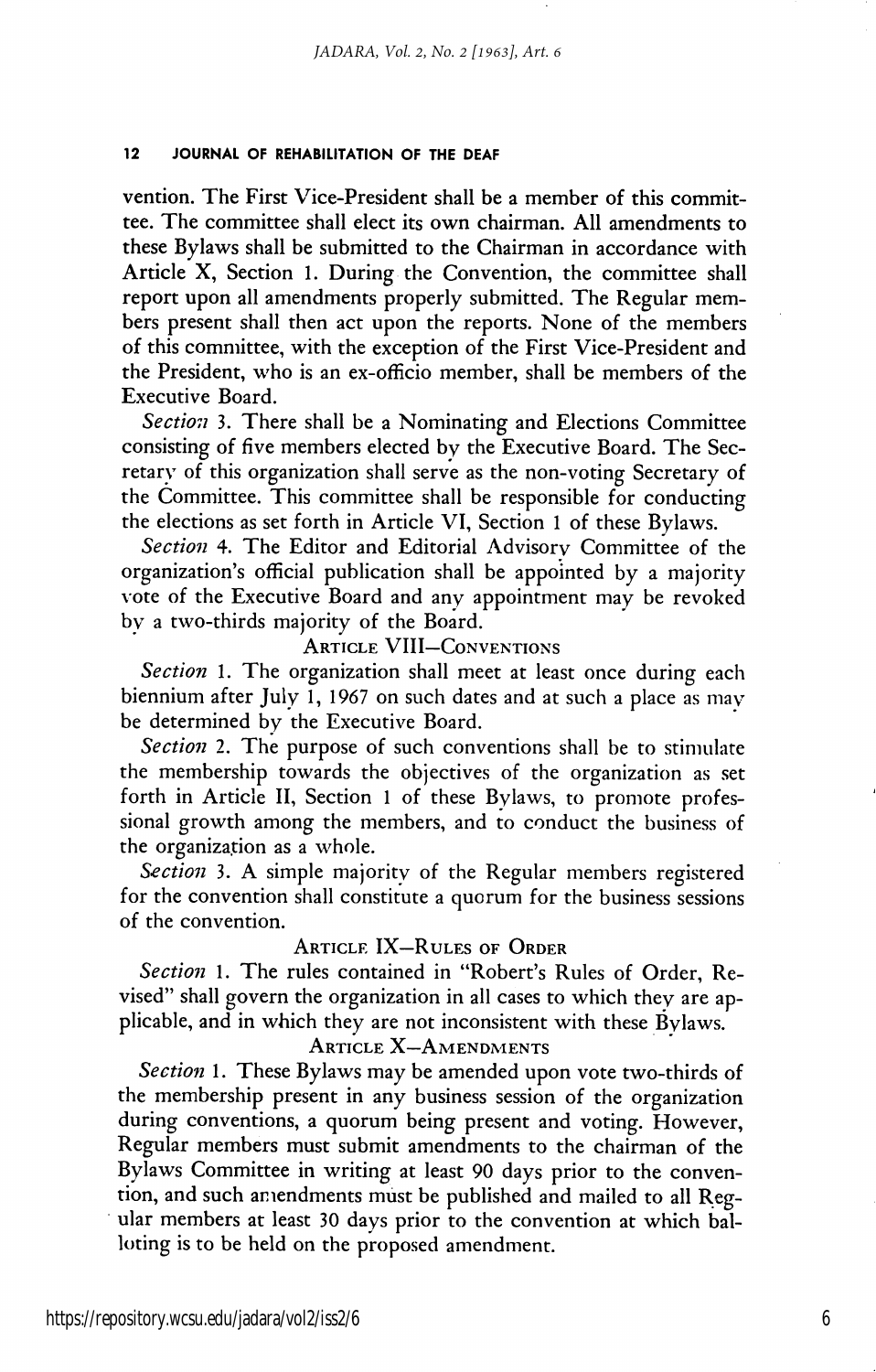vention. The First Vice-President shall be a member of this committee. The committee shall elect its own chairman. All amendments to these Bylaws shall be submitted to the Chairman in accordance with Article X, Section 1. During the Convention, the committee shall report upon all amendments properly submitted. The Regular members present shall then act upon the reports. None of the members of this committee, with the exception of the First Vice-President and the President, who is an ex-officio member, shall be members of the Executive Board.

*Section* 3. There shall be a Nominating and Elections Committee consisting of five members elected by the Executive Board. The Secretary of this organization shall serve as the non-voting Secretary of the Committee. This committee shall be responsible for conducting the elections as set forth in Article VI, Section 1 of these Bylaws.

*Section* 4. The Editor and Editorial Advisory Committee of the organization's official publication shall be appointed by a majority vote of the Executive Board and any appointment may be revoked by a two-thirds majority of the Board.

### ARTICLE VIII—CONVENTIONS

*Section* 1. The organization shall meet at least once during each biennium after July 1, 1967 on such dates and at such a place as may be determined by the Executive Board.

*Section* 2. The purpose of such conventions shall be to stimulate the membership towards the objectives of the organization as set forth in Article II, Section 1 of these Bylaws, to promote professional growth among the members, and to conduct the business of the organization as a whole.

*Section* 3. A simple majority of the Regular members registered for the convention shall constitute a quorum for the business sessions of the convention.

### ARTICLE IX—RULES OF ORDER

*Section* 1. The rules contained in "Robert's Rules of Order, Revised" shall govern the organization in all cases to which they are applicable, and in which they are not inconsistent with these Bylaws.

### ARTICLE X—AMENDMENTS

*Section* 1. These Bylaws may be amended upon vote two-thirds of the membership present in any business session of the organization during conventions, a quorum being present and voting. However, Regular members must submit amendments to the chairman of the Bylaws Committee in writing at least 90 days prior to the convention, and such amendments must be published and mailed to all Regular members at least 30 days prior to the convention at which balloting is to be held on the proposed amendment.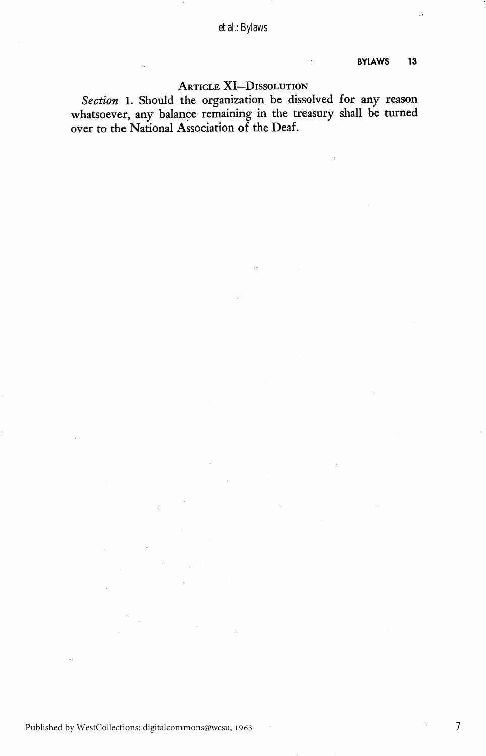## Article XI—Dissolution

*Section* 1. Should the organization be dissolved for any reason whatsoever, any balance remaining in the treasury shall be turned over to the National Association of the Deaf.